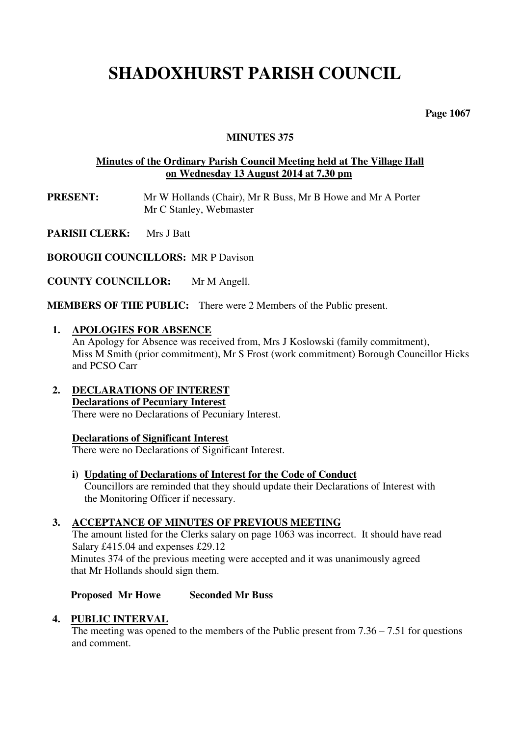# SHADOXHURST PARISH COUNCIL

**MINUTES 375**

**Minutes of the Ordinary Parish Council Meeting held at The Village Hall on Wednesday 13 August 2014 at 7.30 pm**

**PRESENT:** Mr W Hollands (Chair), Mr R Buss, Mr B Howe and Mr A Porter
Mr C Stanley, Webmaster

**PARISH CLERK:** Mrs J Batt

**BOROUGH COUNCILLORS:** MR P Davison

**COUNTY COUNCILLOR:** Mr M Angell.

**MEMBERS OF THE PUBLIC:** There were 2 Members of the Public present.

1. **APOLOGIES FOR ABSENCE**
   An Apology for Absence was received from, Mrs J Koslowski (family commitment), Miss M Smith (prior commitment), Mr S Frost (work commitment) Borough Councillor Hicks and PCSO Carr

2. **DECLARATIONS OF INTEREST**
   **Declarations of Pecuniary Interest**
   There were no Declarations of Pecuniary Interest.

   **Declarations of Significant Interest**
   There were no Declarations of Significant Interest.

   i) **Updating of Declarations of Interest for the Code of Conduct**
   Councillors are reminded that they should update their Declarations of Interest with the Monitoring Officer if necessary.

3. **ACCEPTANCE OF MINUTES OF PREVIOUS MEETING**
   The amount listed for the Clerks salary on page 1063 was incorrect. It should have read Salary £415.04 and expenses £29.12
   Minutes 374 of the previous meeting were accepted and it was unanimously agreed that Mr Hollands should sign them.

   **Proposed Mr Howe Seconded Mr Buss**

4. **PUBLIC INTERVAL**
   The meeting was opened to the members of the Public present from 7.36 – 7.51 for questions and comment.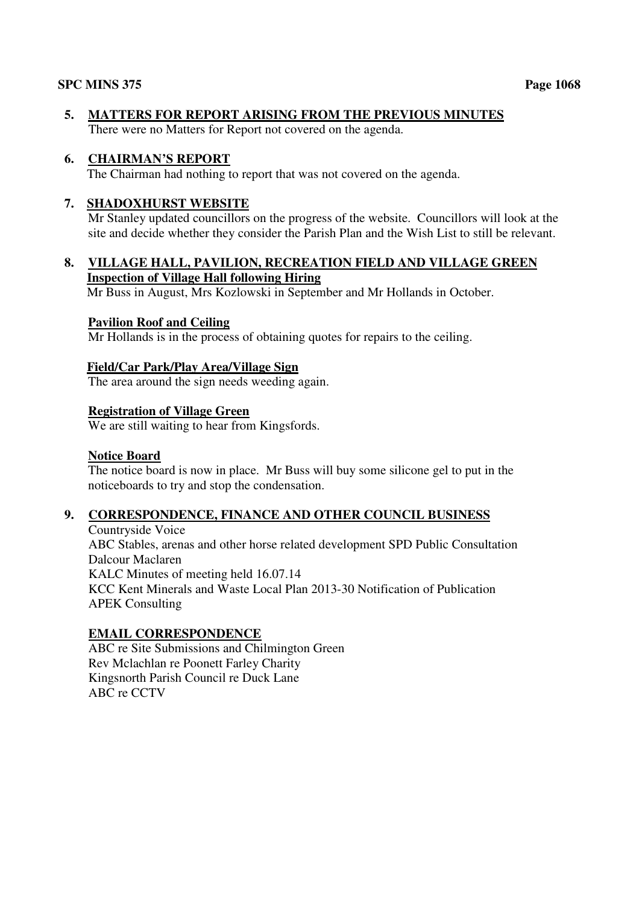## 5. MATTERS FOR REPORT ARISING FROM THE PREVIOUS MINUTES

There were no Matters for Report not covered on the agenda.

## 6. CHAIRMAN'S REPORT

The Chairman had nothing to report that was not covered on the agenda.

## 7. SHADOXHURST WEBSITE

Mr Stanley updated councillors on the progress of the website. Councillors will look at the site and decide whether they consider the Parish Plan and the Wish List to still be relevant.

## 8. VILLAGE HALL, PAVILION, RECREATION FIELD AND VILLAGE GREEN

**Inspection of Village Hall following Hiring**

Mr Buss in August, Mrs Kozlowski in September and Mr Hollands in October.

**Pavilion Roof and Ceiling**

Mr Hollands is in the process of obtaining quotes for repairs to the ceiling.

**Field/Car Park/Play Area/Village Sign**

The area around the sign needs weeding again.

**Registration of Village Green**

We are still waiting to hear from Kingsfords.

**Notice Board**

The notice board is now in place. Mr Buss will buy some silicone gel to put in the noticeboards to try and stop the condensation.

## 9. CORRESPONDENCE, FINANCE AND OTHER COUNCIL BUSINESS

Countryside Voice
ABC Stables, arenas and other horse related development SPD Public Consultation
Dalcour Maclaren
KALC Minutes of meeting held 16.07.14
KCC Kent Minerals and Waste Local Plan 2013-30 Notification of Publication
APEK Consulting

**EMAIL CORRESPONDENCE**

ABC re Site Submissions and Chilmington Green
Rev Mclachlan re Poonett Farley Charity
Kingsnorth Parish Council re Duck Lane
ABC re CCTV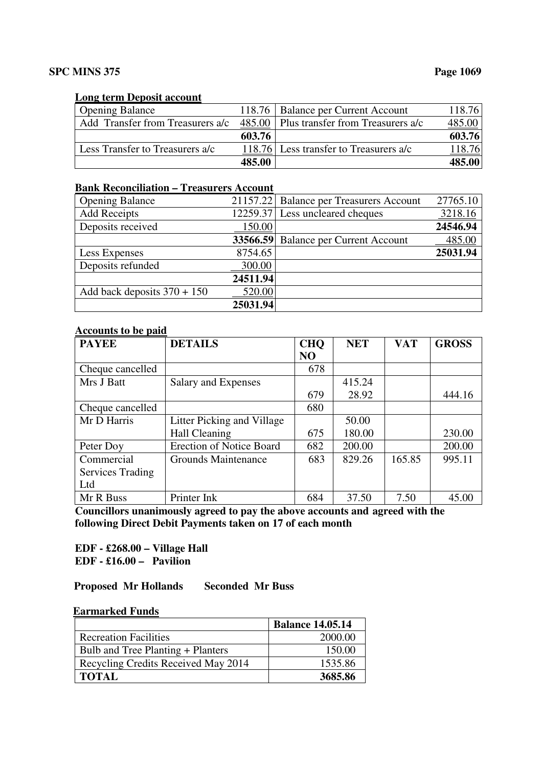**Long term Deposit account**

| Opening Balance | 118.76 | Balance per Current Account | 118.76 |
|---|---|---|---|
| Add Transfer from Treasurers a/c | 485.00 | Plus transfer from Treasurers a/c | 485.00 |
| | **603.76** | | **603.76** |
| Less Transfer to Treasurers a/c | 118.76 | Less transfer to Treasurers a/c | 118.76 |
| | **485.00** | | **485.00** |

**Bank Reconciliation – Treasurers Account**

| Opening Balance | 21157.22 | Balance per Treasurers Account | 27765.10 |
|---|---|---|---|
| Add Receipts | 12259.37 | Less uncleared cheques | 3218.16 |
| Deposits received | 150.00 | | **24546.94** |
| | **33566.59** | Balance per Current Account | 485.00 |
| Less Expenses | 8754.65 | | **25031.94** |
| Deposits refunded | 300.00 | | |
| | **24511.94** | | |
| Add back deposits 370 + 150 | 520.00 | | |
| | **25031.94** | | |

**Accounts to be paid**

| PAYEE | DETAILS | CHQ NO | NET | VAT | GROSS |
|---|---|---|---|---|---|
| Cheque cancelled | | 678 | | | |
| Mrs J Batt | Salary and Expenses | 679 | 415.24<br>28.92 | | 444.16 |
| Cheque cancelled | | 680 | | | |
| Mr D Harris | Litter Picking and Village Hall Cleaning | 675 | 50.00<br>180.00 | | 230.00 |
| Peter Doy | Erection of Notice Board | 682 | 200.00 | | 200.00 |
| Commercial Services Trading Ltd | Grounds Maintenance | 683 | 829.26 | 165.85 | 995.11 |
| Mr R Buss | Printer Ink | 684 | 37.50 | 7.50 | 45.00 |

**Councillors unanimously agreed to pay the above accounts and agreed with the following Direct Debit Payments taken on 17 of each month**

**EDF - £268.00 – Village Hall**
**EDF - £16.00 – Pavilion**

**Proposed Mr Hollands Seconded Mr Buss**

**Earmarked Funds**

| | **Balance 14.05.14** |
|---|---|
| Recreation Facilities | 2000.00 |
| Bulb and Tree Planting + Planters | 150.00 |
| Recycling Credits Received May 2014 | 1535.86 |
| **TOTAL** | **3685.86** |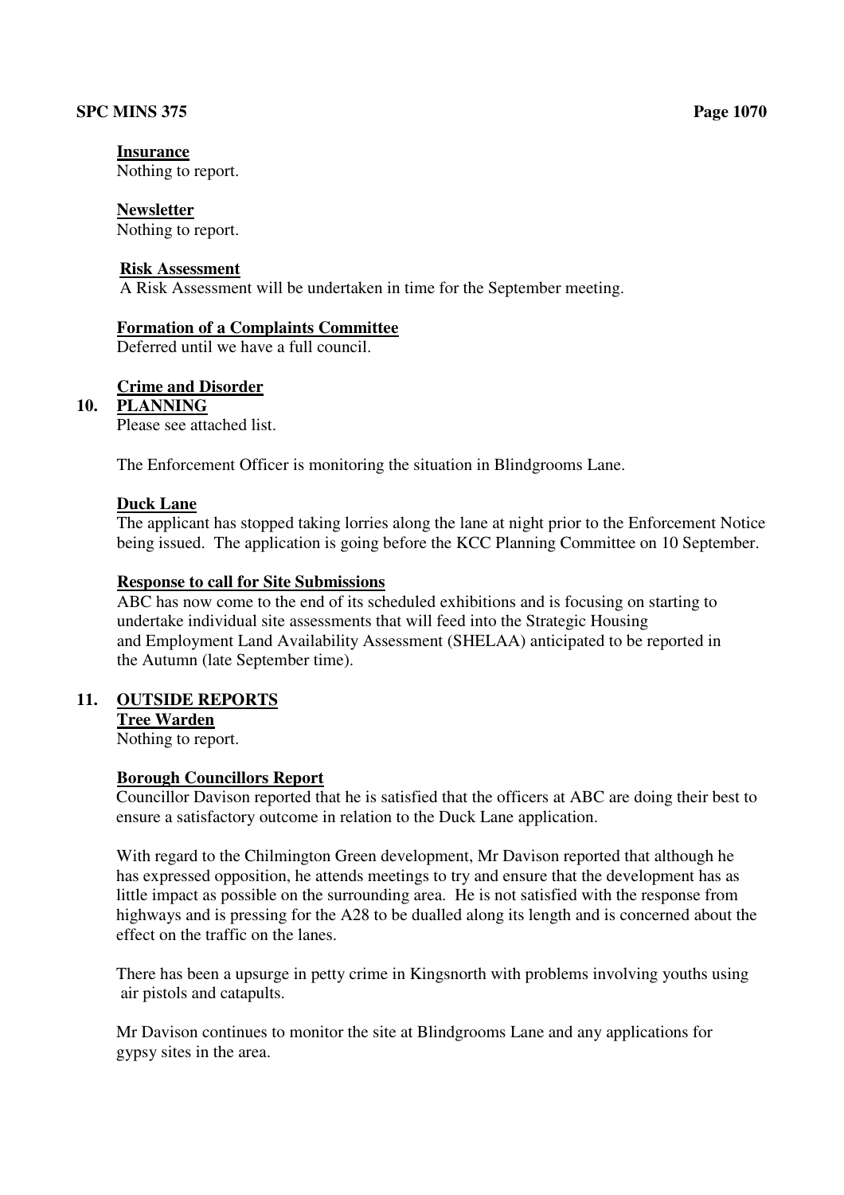**Insurance**
Nothing to report.

**Newsletter**
Nothing to report.

**Risk Assessment**
A Risk Assessment will be undertaken in time for the September meeting.

**Formation of a Complaints Committee**
Deferred until we have a full council.

**Crime and Disorder**

## 10. PLANNING

Please see attached list.

The Enforcement Officer is monitoring the situation in Blindgrooms Lane.

**Duck Lane**
The applicant has stopped taking lorries along the lane at night prior to the Enforcement Notice being issued. The application is going before the KCC Planning Committee on 10 September.

**Response to call for Site Submissions**
ABC has now come to the end of its scheduled exhibitions and is focusing on starting to undertake individual site assessments that will feed into the Strategic Housing and Employment Land Availability Assessment (SHELAA) anticipated to be reported in the Autumn (late September time).

## 11. OUTSIDE REPORTS

**Tree Warden**
Nothing to report.

**Borough Councillors Report**
Councillor Davison reported that he is satisfied that the officers at ABC are doing their best to ensure a satisfactory outcome in relation to the Duck Lane application.

With regard to the Chilmington Green development, Mr Davison reported that although he has expressed opposition, he attends meetings to try and ensure that the development has as little impact as possible on the surrounding area. He is not satisfied with the response from highways and is pressing for the A28 to be dualled along its length and is concerned about the effect on the traffic on the lanes.

There has been a upsurge in petty crime in Kingsnorth with problems involving youths using air pistols and catapults.

Mr Davison continues to monitor the site at Blindgrooms Lane and any applications for gypsy sites in the area.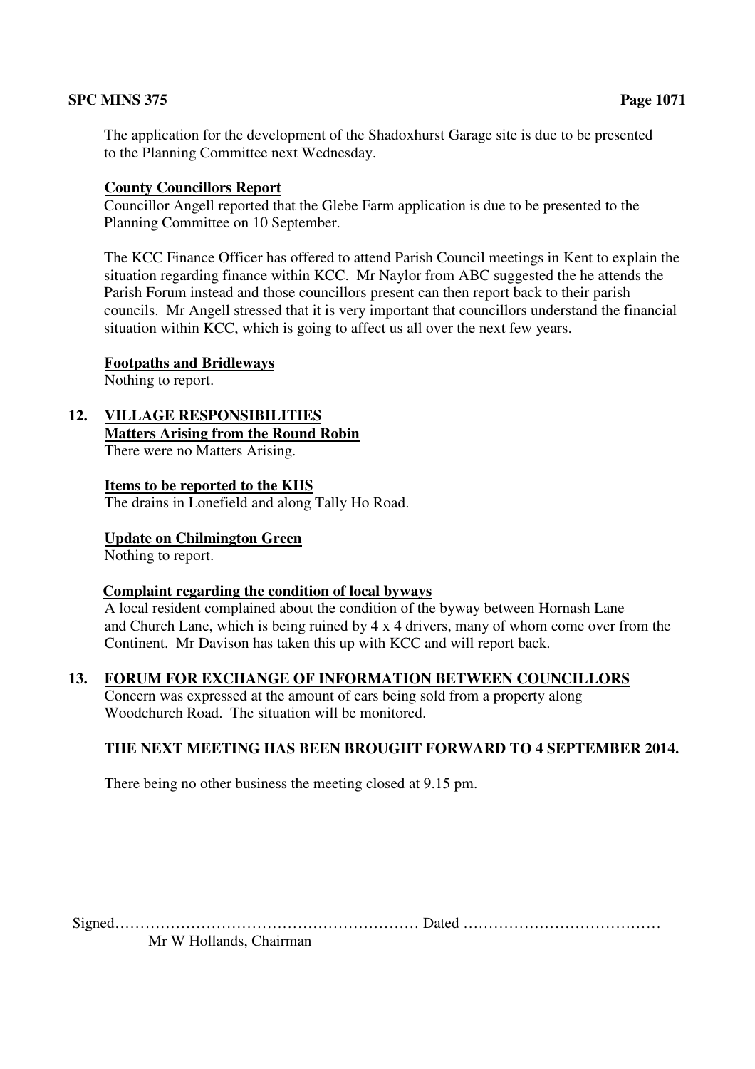The application for the development of the Shadoxhurst Garage site is due to be presented to the Planning Committee next Wednesday.

**County Councillors Report**

Councillor Angell reported that the Glebe Farm application is due to be presented to the Planning Committee on 10 September.

The KCC Finance Officer has offered to attend Parish Council meetings in Kent to explain the situation regarding finance within KCC. Mr Naylor from ABC suggested the he attends the Parish Forum instead and those councillors present can then report back to their parish councils. Mr Angell stressed that it is very important that councillors understand the financial situation within KCC, which is going to affect us all over the next few years.

**Footpaths and Bridleways**

Nothing to report.

## 12. VILLAGE RESPONSIBILITIES

**Matters Arising from the Round Robin**

There were no Matters Arising.

**Items to be reported to the KHS**

The drains in Lonefield and along Tally Ho Road.

**Update on Chilmington Green**

Nothing to report.

**Complaint regarding the condition of local byways**

A local resident complained about the condition of the byway between Hornash Lane and Church Lane, which is being ruined by 4 x 4 drivers, many of whom come over from the Continent. Mr Davison has taken this up with KCC and will report back.

## 13. FORUM FOR EXCHANGE OF INFORMATION BETWEEN COUNCILLORS

Concern was expressed at the amount of cars being sold from a property along Woodchurch Road. The situation will be monitored.

**THE NEXT MEETING HAS BEEN BROUGHT FORWARD TO 4 SEPTEMBER 2014.**

There being no other business the meeting closed at 9.15 pm.

Signed…………………………………………………… Dated …………………………………

Mr W Hollands, Chairman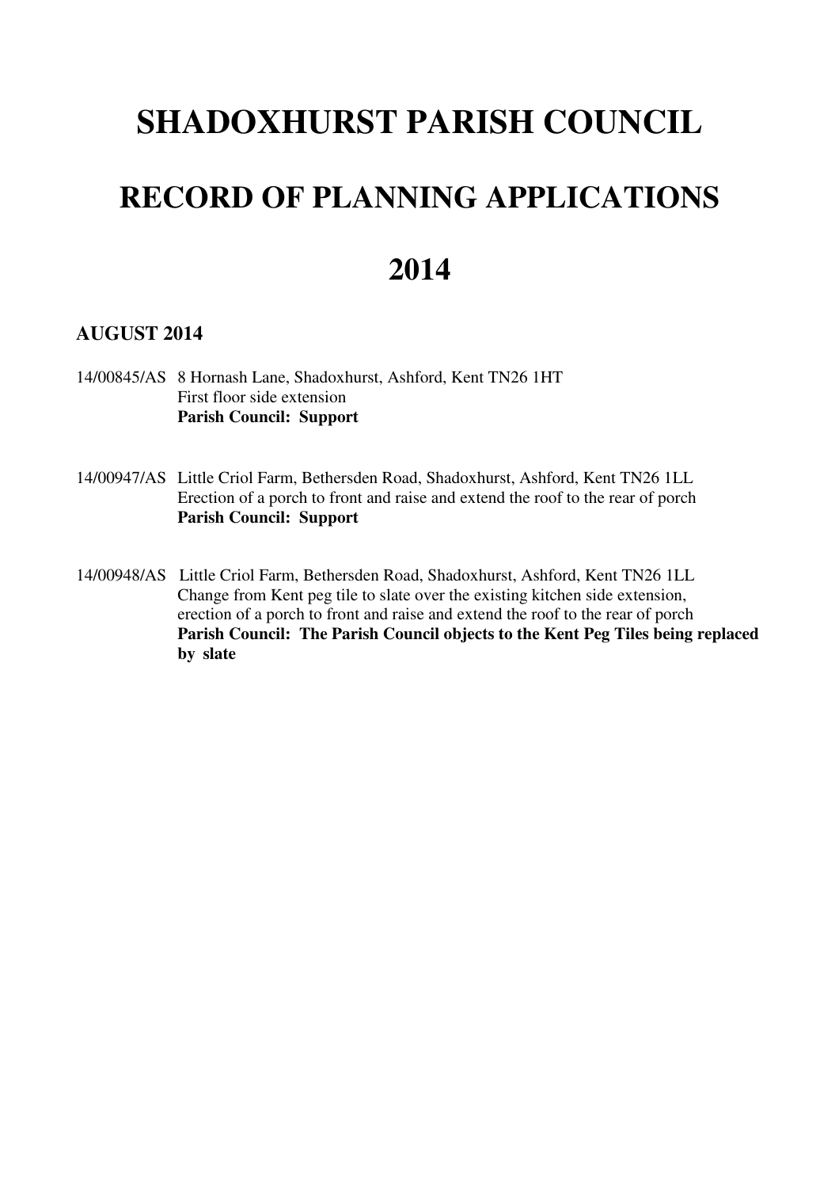# SHADOXHURST PARISH COUNCIL

# RECORD OF PLANNING APPLICATIONS

# 2014

### AUGUST 2014

14/00845/AS 8 Hornash Lane, Shadoxhurst, Ashford, Kent TN26 1HT
First floor side extension
**Parish Council: Support**

14/00947/AS Little Criol Farm, Bethersden Road, Shadoxhurst, Ashford, Kent TN26 1LL
Erection of a porch to front and raise and extend the roof to the rear of porch
**Parish Council: Support**

14/00948/AS Little Criol Farm, Bethersden Road, Shadoxhurst, Ashford, Kent TN26 1LL
Change from Kent peg tile to slate over the existing kitchen side extension, erection of a porch to front and raise and extend the roof to the rear of porch
**Parish Council: The Parish Council objects to the Kent Peg Tiles being replaced by slate**